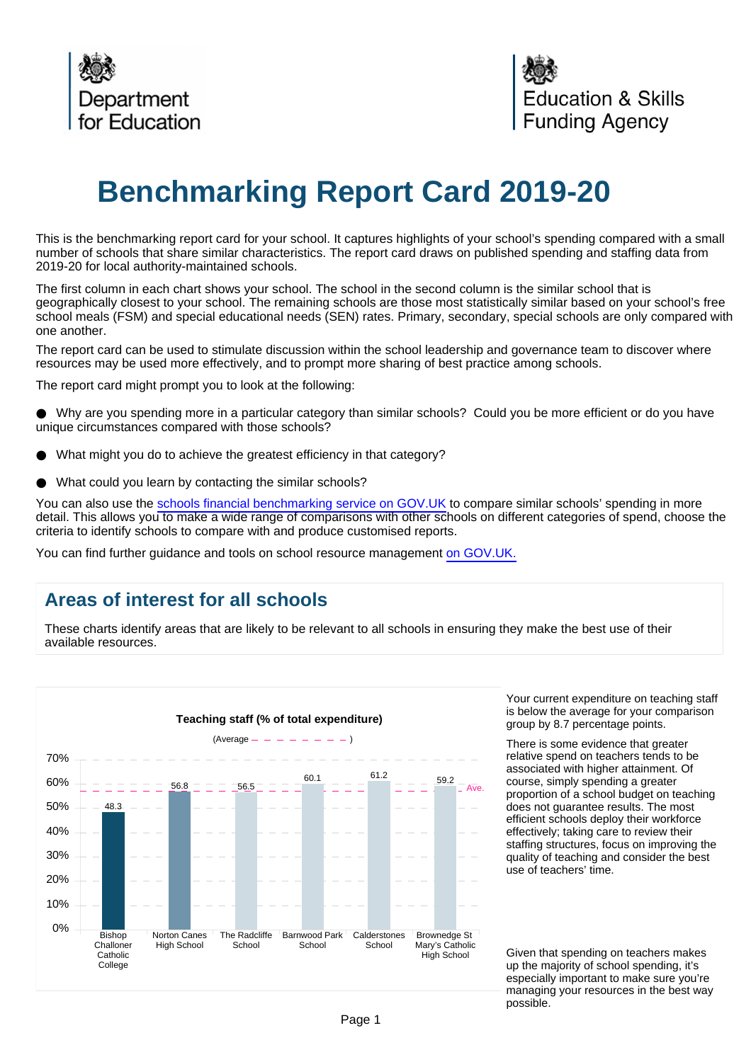Department for Education

Education & Skills Funding Agency

# Benchmarking Report Card 2019-20

This is the benchmarking report card for your school. It captures highlights of your school's spending compared with a small number of schools that share similar characteristics. The report card draws on published spending and staffing data from 2019-20 for local authority-maintained schools.

The first column in each chart shows your school. The school in the second column is the similar school that is geographically closest to your school. The remaining schools are those most statistically similar based on your school's free school meals (FSM) and special educational needs (SEN) rates. Primary, secondary, special schools are only compared with one another.

The report card can be used to stimulate discussion within the school leadership and governance team to discover where resources may be used more effectively, and to prompt more sharing of best practice among schools.

The report card might prompt you to look at the following:

- Why are you spending more in a particular category than similar schools? Could you be more efficient or do you have unique circumstances compared with those schools?
- What might you do to achieve the greatest efficiency in that category?
- What could you learn by contacting the similar schools?

You can also use the schools financial benchmarking service on GOV.UK to compare similar schools' spending in more detail. This allows you to make a wide range of comparisons with other schools on different categories of spend, choose the criteria to identify schools to compare with and produce customised reports.

You can find further guidance and tools on school resource management on GOV.UK.

## Areas of interest for all schools

These charts identify areas that are likely to be relevant to all schools in ensuring they make the best use of their available resources.

**Teaching staff (% of total expenditure)**

(Average — — — — — — — — )

| School | Teaching staff (% of total expenditure) |
|---|---|
| Bishop Challoner Catholic College | 48.3 |
| Norton Canes High School | 56.8 |
| The Radcliffe School | 56.5 |
| Barnwood Park School | 60.1 |
| Calderstones School | 61.2 |
| Brownedge St Mary's Catholic High School | 59.2 |

Your current expenditure on teaching staff is below the average for your comparison group by 8.7 percentage points.

There is some evidence that greater relative spend on teachers tends to be associated with higher attainment. Of course, simply spending a greater proportion of a school budget on teaching does not guarantee results. The most efficient schools deploy their workforce effectively; taking care to review their staffing structures, focus on improving the quality of teaching and consider the best use of teachers' time.

Given that spending on teachers makes up the majority of school spending, it's especially important to make sure you're managing your resources in the best way possible.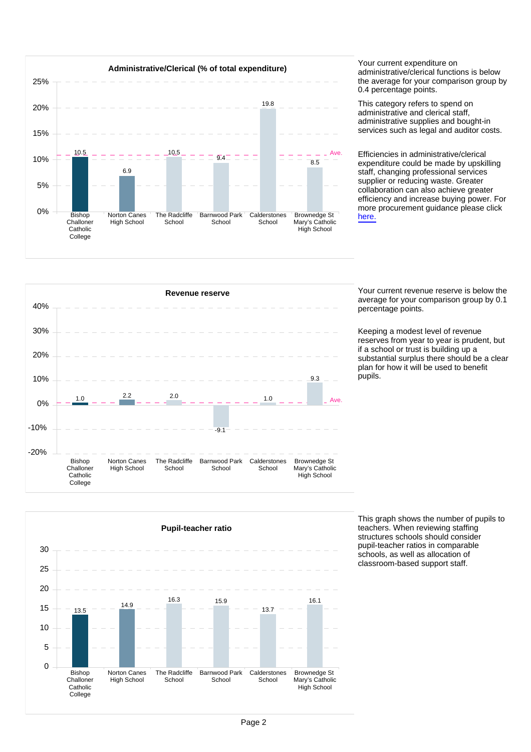## Administrative/Clerical (% of total expenditure)

| School | Value |
|---|---|
| Bishop Challoner Catholic College | 10.5 |
| Norton Canes High School | 6.9 |
| The Radcliffe School | 10.5 |
| Barnwood Park School | 9.4 |
| Calderstones School | 19.8 |
| Brownedge St Mary's Catholic High School | 8.5 |

Your current expenditure on administrative/clerical functions is below the average for your comparison group by 0.4 percentage points.

This category refers to spend on administrative and clerical staff, administrative supplies and bought-in services such as legal and auditor costs.

Efficiencies in administrative/clerical expenditure could be made by upskilling staff, changing professional services supplier or reducing waste. Greater collaboration can also achieve greater efficiency and increase buying power. For more procurement guidance please click here.

## Revenue reserve

| School | Value |
|---|---|
| Bishop Challoner Catholic College | 1.0 |
| Norton Canes High School | 2.2 |
| The Radcliffe School | 2.0 |
| Barnwood Park School | -9.1 |
| Calderstones School | 1.0 |
| Brownedge St Mary's Catholic High School | 9.3 |

Your current revenue reserve is below the average for your comparison group by 0.1 percentage points.

Keeping a modest level of revenue reserves from year to year is prudent, but if a school or trust is building up a substantial surplus there should be a clear plan for how it will be used to benefit pupils.

## Pupil-teacher ratio

| School | Value |
|---|---|
| Bishop Challoner Catholic College | 13.5 |
| Norton Canes High School | 14.9 |
| The Radcliffe School | 16.3 |
| Barnwood Park School | 15.9 |
| Calderstones School | 13.7 |
| Brownedge St Mary's Catholic High School | 16.1 |

This graph shows the number of pupils to teachers. When reviewing staffing structures schools should consider pupil-teacher ratios in comparable schools, as well as allocation of classroom-based support staff.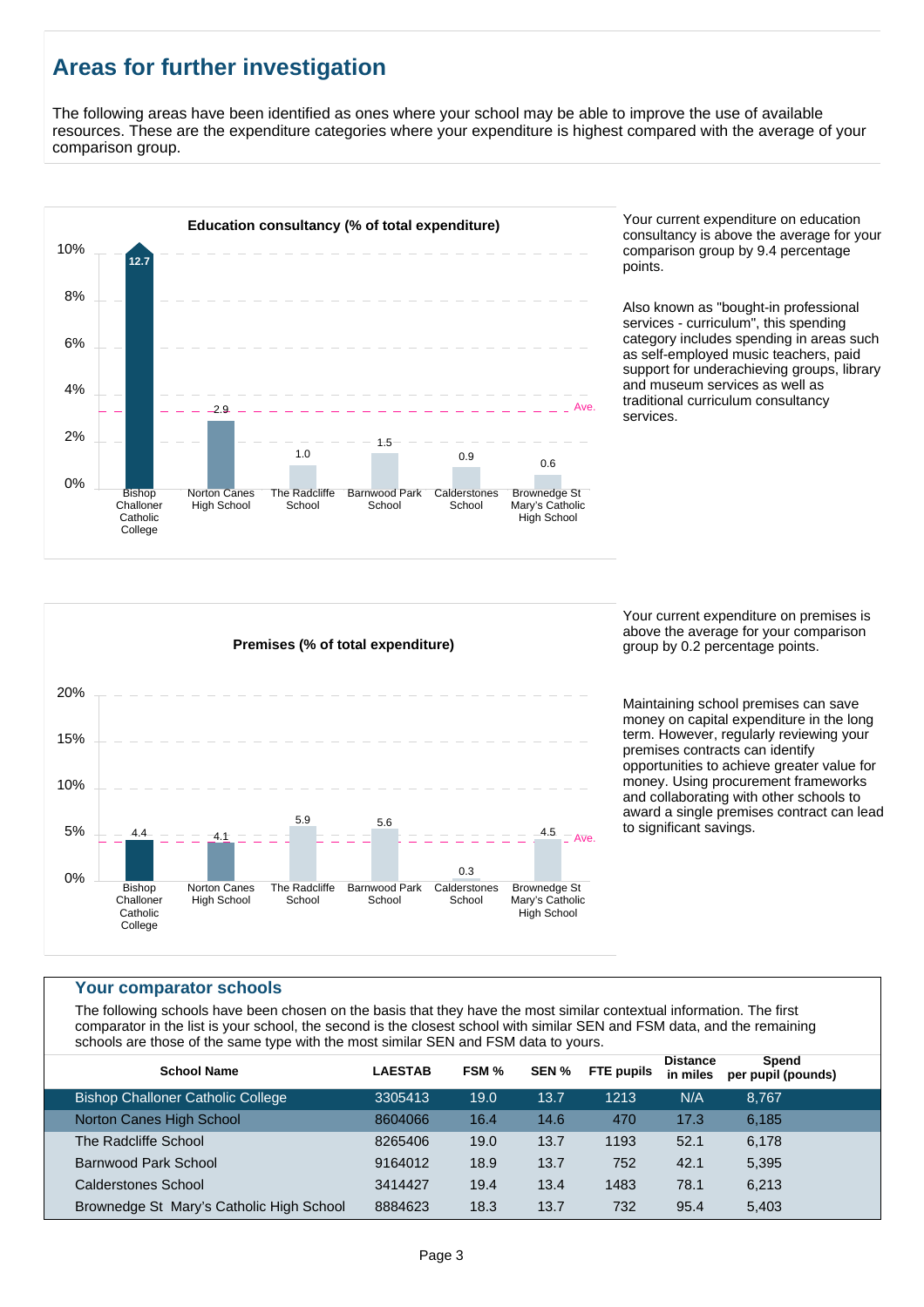## Areas for further investigation

The following areas have been identified as ones where your school may be able to improve the use of available resources. These are the expenditure categories where your expenditure is highest compared with the average of your comparison group.

**Education consultancy (% of total expenditure)**

| School | % |
|---|---|
| Bishop Challoner Catholic College | 12.7 |
| Norton Canes High School | 2.9 |
| The Radcliffe School | 1.0 |
| Barnwood Park School | 1.5 |
| Calderstones School | 0.9 |
| Brownedge St Mary's Catholic High School | 0.6 |

Your current expenditure on education consultancy is above the average for your comparison group by 9.4 percentage points.

Also known as "bought-in professional services - curriculum", this spending category includes spending in areas such as self-employed music teachers, paid support for underachieving groups, library and museum services as well as traditional curriculum consultancy services.

**Premises (% of total expenditure)**

| School | % |
|---|---|
| Bishop Challoner Catholic College | 4.4 |
| Norton Canes High School | 4.1 |
| The Radcliffe School | 5.9 |
| Barnwood Park School | 5.6 |
| Calderstones School | 0.3 |
| Brownedge St Mary's Catholic High School | 4.5 |

Your current expenditure on premises is above the average for your comparison group by 0.2 percentage points.

Maintaining school premises can save money on capital expenditure in the long term. However, regularly reviewing your premises contracts can identify opportunities to achieve greater value for money. Using procurement frameworks and collaborating with other schools to award a single premises contract can lead to significant savings.

### Your comparator schools

The following schools have been chosen on the basis that they have the most similar contextual information. The first comparator in the list is your school, the second is the closest school with similar SEN and FSM data, and the remaining schools are those of the same type with the most similar SEN and FSM data to yours.

| School Name | LAESTAB | FSM % | SEN % | FTE pupils | Distance in miles | Spend per pupil (pounds) |
|---|---|---|---|---|---|---|
| Bishop Challoner Catholic College | 3305413 | 19.0 | 13.7 | 1213 | N/A | 8,767 |
| Norton Canes High School | 8604066 | 16.4 | 14.6 | 470 | 17.3 | 6,185 |
| The Radcliffe School | 8265406 | 19.0 | 13.7 | 1193 | 52.1 | 6,178 |
| Barnwood Park School | 9164012 | 18.9 | 13.7 | 752 | 42.1 | 5,395 |
| Calderstones School | 3414427 | 19.4 | 13.4 | 1483 | 78.1 | 6,213 |
| Brownedge St Mary's Catholic High School | 8884623 | 18.3 | 13.7 | 732 | 95.4 | 5,403 |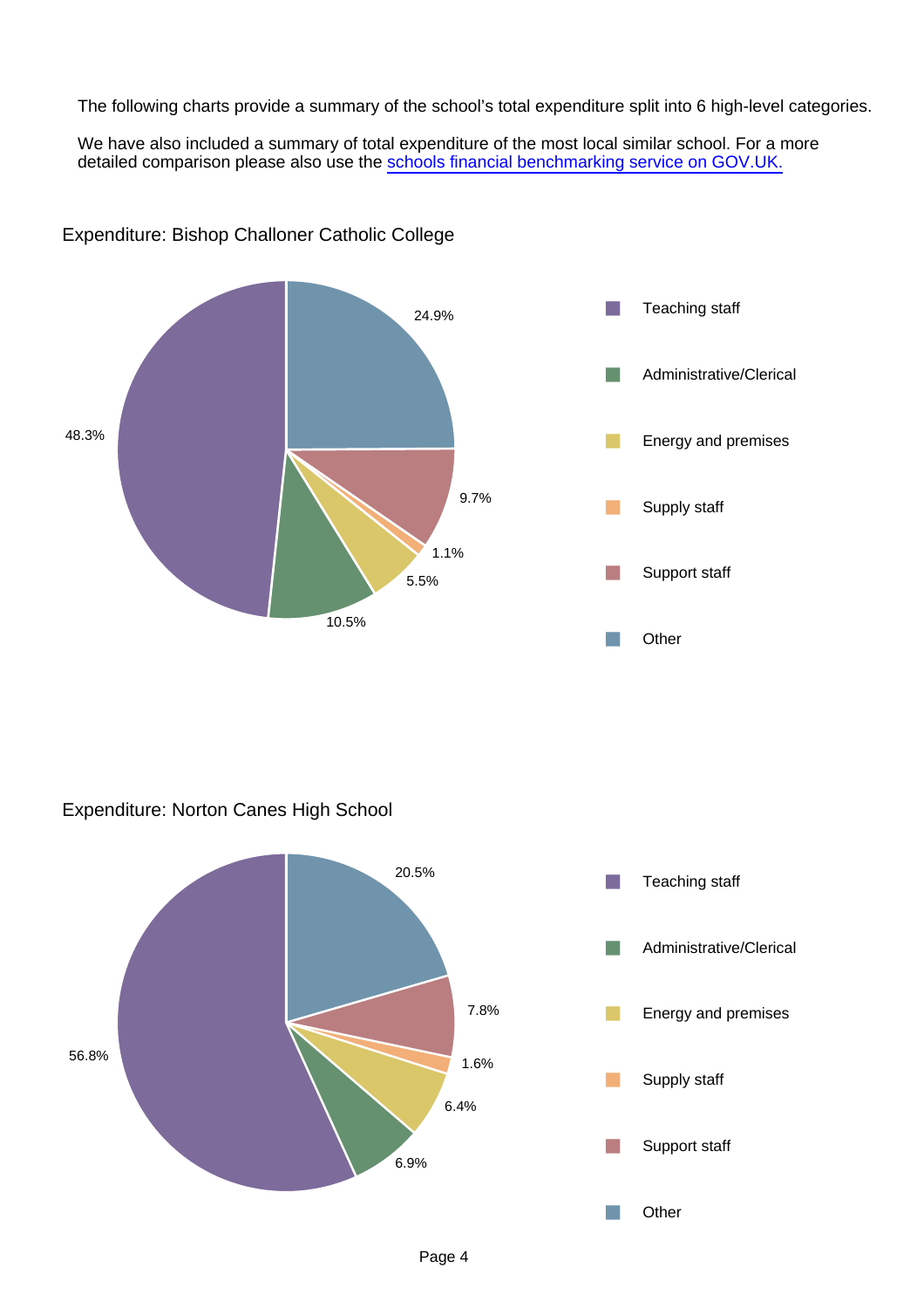The following charts provide a summary of the school's total expenditure split into 6 high-level categories.

We have also included a summary of total expenditure of the most local similar school. For a more detailed comparison please also use the [schools financial benchmarking service on GOV.UK.](https://schools-financial-benchmarking.service.gov.uk)

## Expenditure: Bishop Challoner Catholic College

24.9%
48.3%
9.7%
1.1%
5.5%
10.5%

Teaching staff
Administrative/Clerical
Energy and premises
Supply staff
Support staff
Other

## Expenditure: Norton Canes High School

20.5%
56.8%
7.8%
1.6%
6.4%
6.9%

Teaching staff
Administrative/Clerical
Energy and premises
Supply staff
Support staff
Other